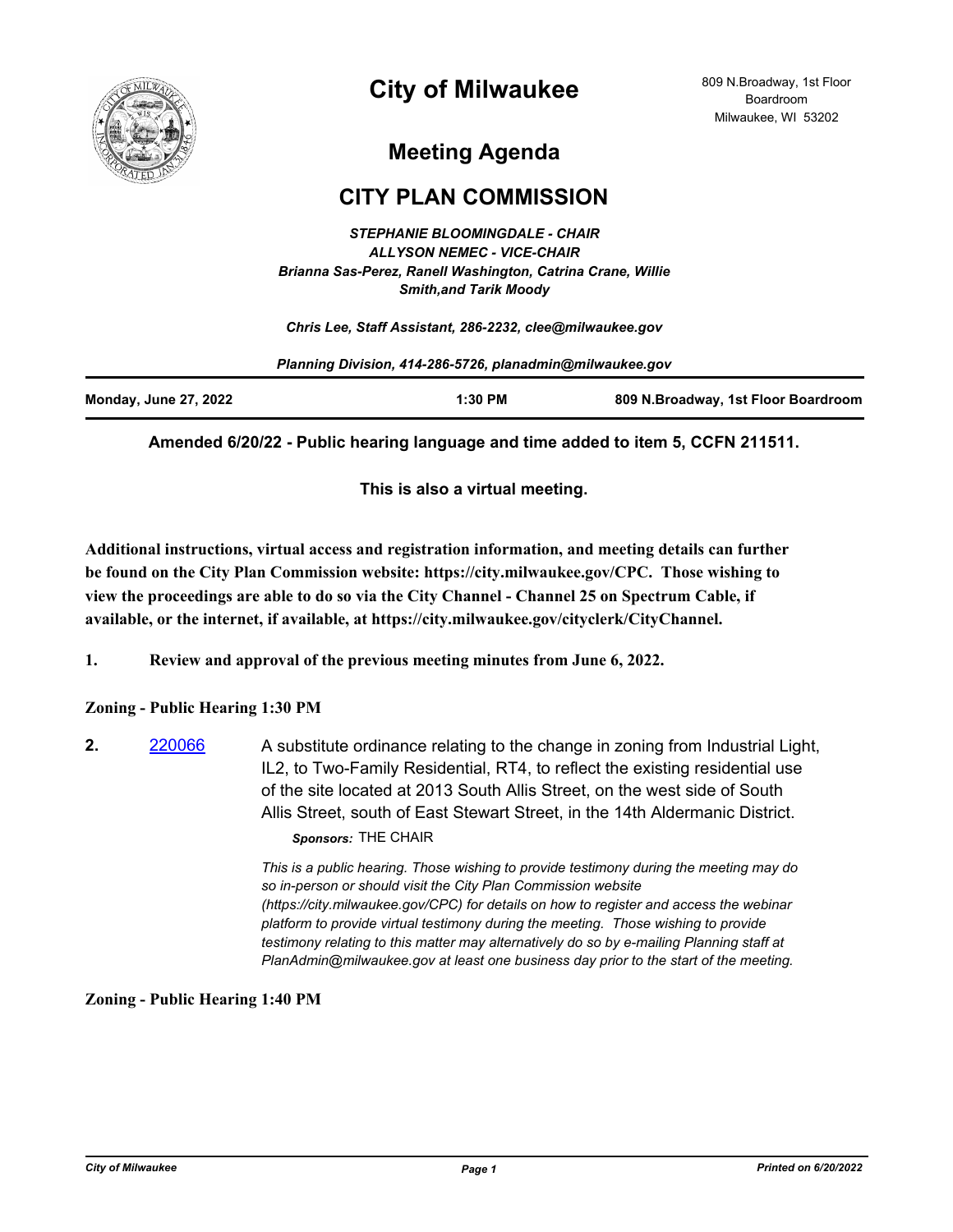# City of Milwaukee

809 N.Broadway, 1st Floor
Boardroom
Milwaukee, WI 53202

## Meeting Agenda

## CITY PLAN COMMISSION

*STEPHANIE BLOOMINGDALE - CHAIR*
*ALLYSON NEMEC - VICE-CHAIR*
*Brianna Sas-Perez, Ranell Washington, Catrina Crane, Willie Smith,and Tarik Moody*

*Chris Lee, Staff Assistant, 286-2232, clee@milwaukee.gov*

*Planning Division, 414-286-5726, planadmin@milwaukee.gov*

| Monday, June 27, 2022 | 1:30 PM | 809 N.Broadway, 1st Floor Boardroom |
|---|---|---|

**Amended 6/20/22 - Public hearing language and time added to item 5, CCFN 211511.**

**This is also a virtual meeting.**

**Additional instructions, virtual access and registration information, and meeting details can further be found on the City Plan Commission website: https://city.milwaukee.gov/CPC. Those wishing to view the proceedings are able to do so via the City Channel - Channel 25 on Spectrum Cable, if available, or the internet, if available, at https://city.milwaukee.gov/cityclerk/CityChannel.**

**1.** **Review and approval of the previous meeting minutes from June 6, 2022.**

**Zoning - Public Hearing 1:30 PM**

**2.** 220066 A substitute ordinance relating to the change in zoning from Industrial Light, IL2, to Two-Family Residential, RT4, to reflect the existing residential use of the site located at 2013 South Allis Street, on the west side of South Allis Street, south of East Stewart Street, in the 14th Aldermanic District.

*Sponsors:* THE CHAIR

*This is a public hearing. Those wishing to provide testimony during the meeting may do so in-person or should visit the City Plan Commission website (https://city.milwaukee.gov/CPC) for details on how to register and access the webinar platform to provide virtual testimony during the meeting. Those wishing to provide testimony relating to this matter may alternatively do so by e-mailing Planning staff at PlanAdmin@milwaukee.gov at least one business day prior to the start of the meeting.*

**Zoning - Public Hearing 1:40 PM**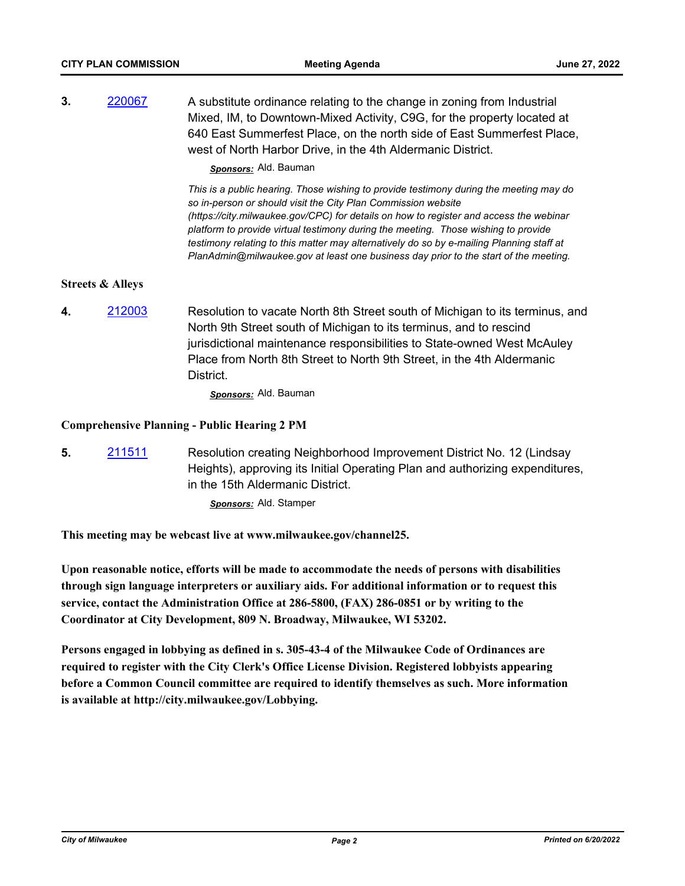**3.** 220067 A substitute ordinance relating to the change in zoning from Industrial Mixed, IM, to Downtown-Mixed Activity, C9G, for the property located at 640 East Summerfest Place, on the north side of East Summerfest Place, west of North Harbor Drive, in the 4th Aldermanic District.

***Sponsors:*** Ald. Bauman

*This is a public hearing. Those wishing to provide testimony during the meeting may do so in-person or should visit the City Plan Commission website (https://city.milwaukee.gov/CPC) for details on how to register and access the webinar platform to provide virtual testimony during the meeting. Those wishing to provide testimony relating to this matter may alternatively do so by e-mailing Planning staff at PlanAdmin@milwaukee.gov at least one business day prior to the start of the meeting.*

**Streets & Alleys**

**4.** 212003 Resolution to vacate North 8th Street south of Michigan to its terminus, and North 9th Street south of Michigan to its terminus, and to rescind jurisdictional maintenance responsibilities to State-owned West McAuley Place from North 8th Street to North 9th Street, in the 4th Aldermanic District.

***Sponsors:*** Ald. Bauman

**Comprehensive Planning - Public Hearing 2 PM**

**5.** 211511 Resolution creating Neighborhood Improvement District No. 12 (Lindsay Heights), approving its Initial Operating Plan and authorizing expenditures, in the 15th Aldermanic District.

***Sponsors:*** Ald. Stamper

**This meeting may be webcast live at www.milwaukee.gov/channel25.**

**Upon reasonable notice, efforts will be made to accommodate the needs of persons with disabilities through sign language interpreters or auxiliary aids. For additional information or to request this service, contact the Administration Office at 286-5800, (FAX) 286-0851 or by writing to the Coordinator at City Development, 809 N. Broadway, Milwaukee, WI 53202.**

**Persons engaged in lobbying as defined in s. 305-43-4 of the Milwaukee Code of Ordinances are required to register with the City Clerk's Office License Division. Registered lobbyists appearing before a Common Council committee are required to identify themselves as such. More information is available at http://city.milwaukee.gov/Lobbying.**